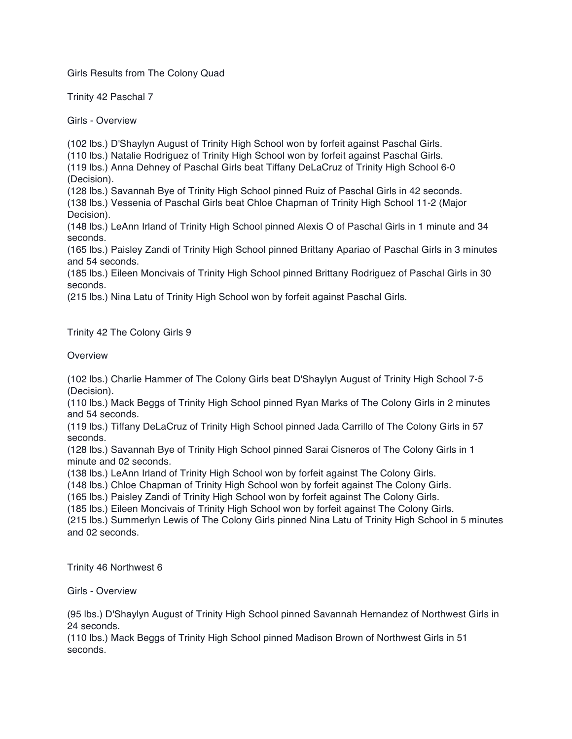# Girls Results from The Colony Quad

## Trinity 42 Paschal 7

### Girls - Overview

(102 lbs.) D'Shaylyn August of Trinity High School won by forfeit against Paschal Girls.
(110 lbs.) Natalie Rodriguez of Trinity High School won by forfeit against Paschal Girls.
(119 lbs.) Anna Dehney of Paschal Girls beat Tiffany DeLaCruz of Trinity High School 6-0 (Decision).
(128 lbs.) Savannah Bye of Trinity High School pinned Ruiz of Paschal Girls in 42 seconds.
(138 lbs.) Vessenia of Paschal Girls beat Chloe Chapman of Trinity High School 11-2 (Major Decision).
(148 lbs.) LeAnn Irland of Trinity High School pinned Alexis O of Paschal Girls in 1 minute and 34 seconds.
(165 lbs.) Paisley Zandi of Trinity High School pinned Brittany Apariao of Paschal Girls in 3 minutes and 54 seconds.
(185 lbs.) Eileen Moncivais of Trinity High School pinned Brittany Rodriguez of Paschal Girls in 30 seconds.
(215 lbs.) Nina Latu of Trinity High School won by forfeit against Paschal Girls.

## Trinity 42 The Colony Girls 9

### Overview

(102 lbs.) Charlie Hammer of The Colony Girls beat D'Shaylyn August of Trinity High School 7-5 (Decision).
(110 lbs.) Mack Beggs of Trinity High School pinned Ryan Marks of The Colony Girls in 2 minutes and 54 seconds.
(119 lbs.) Tiffany DeLaCruz of Trinity High School pinned Jada Carrillo of The Colony Girls in 57 seconds.
(128 lbs.) Savannah Bye of Trinity High School pinned Sarai Cisneros of The Colony Girls in 1 minute and 02 seconds.
(138 lbs.) LeAnn Irland of Trinity High School won by forfeit against The Colony Girls.
(148 lbs.) Chloe Chapman of Trinity High School won by forfeit against The Colony Girls.
(165 lbs.) Paisley Zandi of Trinity High School won by forfeit against The Colony Girls.
(185 lbs.) Eileen Moncivais of Trinity High School won by forfeit against The Colony Girls.
(215 lbs.) Summerlyn Lewis of The Colony Girls pinned Nina Latu of Trinity High School in 5 minutes and 02 seconds.

## Trinity 46 Northwest 6

### Girls - Overview

(95 lbs.) D'Shaylyn August of Trinity High School pinned Savannah Hernandez of Northwest Girls in 24 seconds.
(110 lbs.) Mack Beggs of Trinity High School pinned Madison Brown of Northwest Girls in 51 seconds.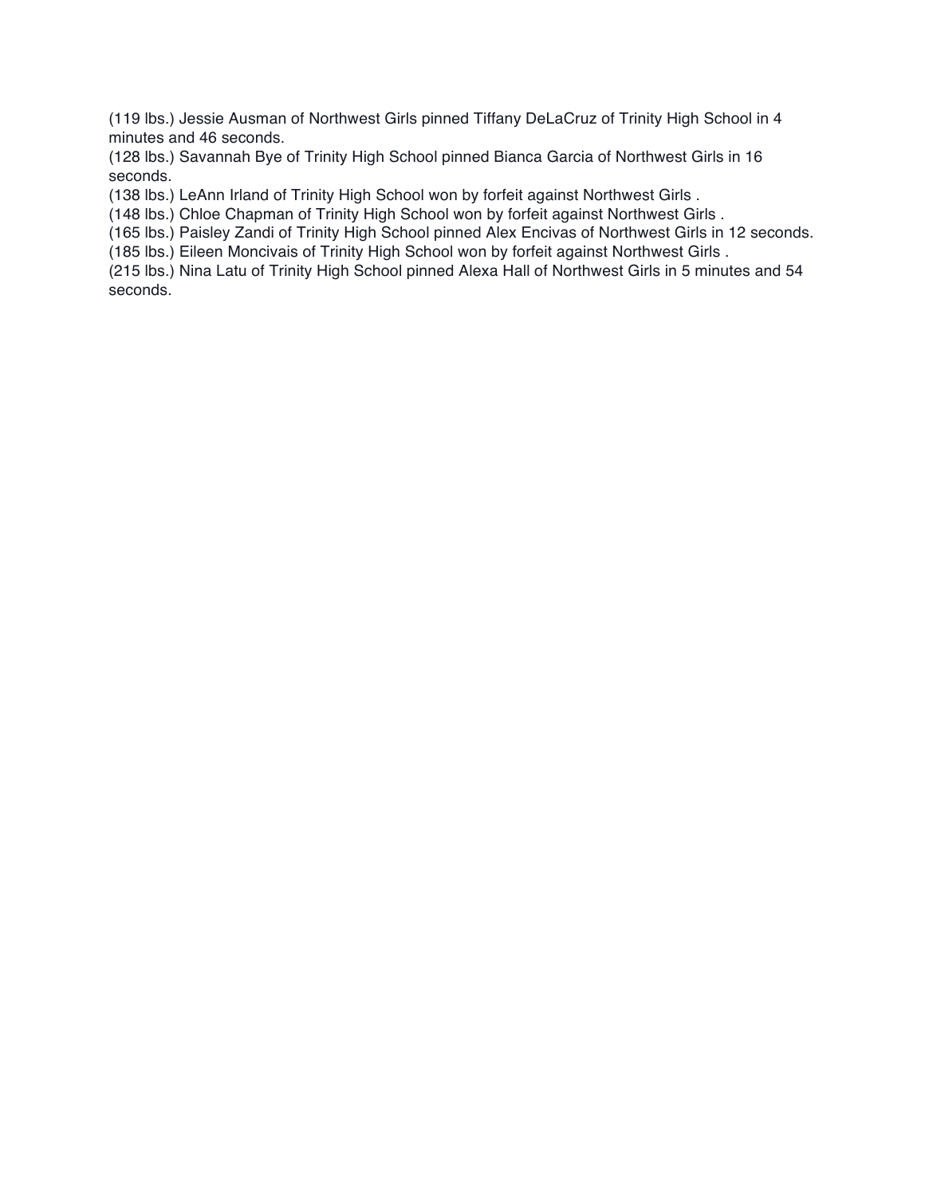(119 lbs.) Jessie Ausman of Northwest Girls pinned Tiffany DeLaCruz of Trinity High School in 4 minutes and 46 seconds.

(128 lbs.) Savannah Bye of Trinity High School pinned Bianca Garcia of Northwest Girls in 16 seconds.

(138 lbs.) LeAnn Irland of Trinity High School won by forfeit against Northwest Girls .

(148 lbs.) Chloe Chapman of Trinity High School won by forfeit against Northwest Girls .

(165 lbs.) Paisley Zandi of Trinity High School pinned Alex Encivas of Northwest Girls in 12 seconds.

(185 lbs.) Eileen Moncivais of Trinity High School won by forfeit against Northwest Girls .

(215 lbs.) Nina Latu of Trinity High School pinned Alexa Hall of Northwest Girls in 5 minutes and 54 seconds.